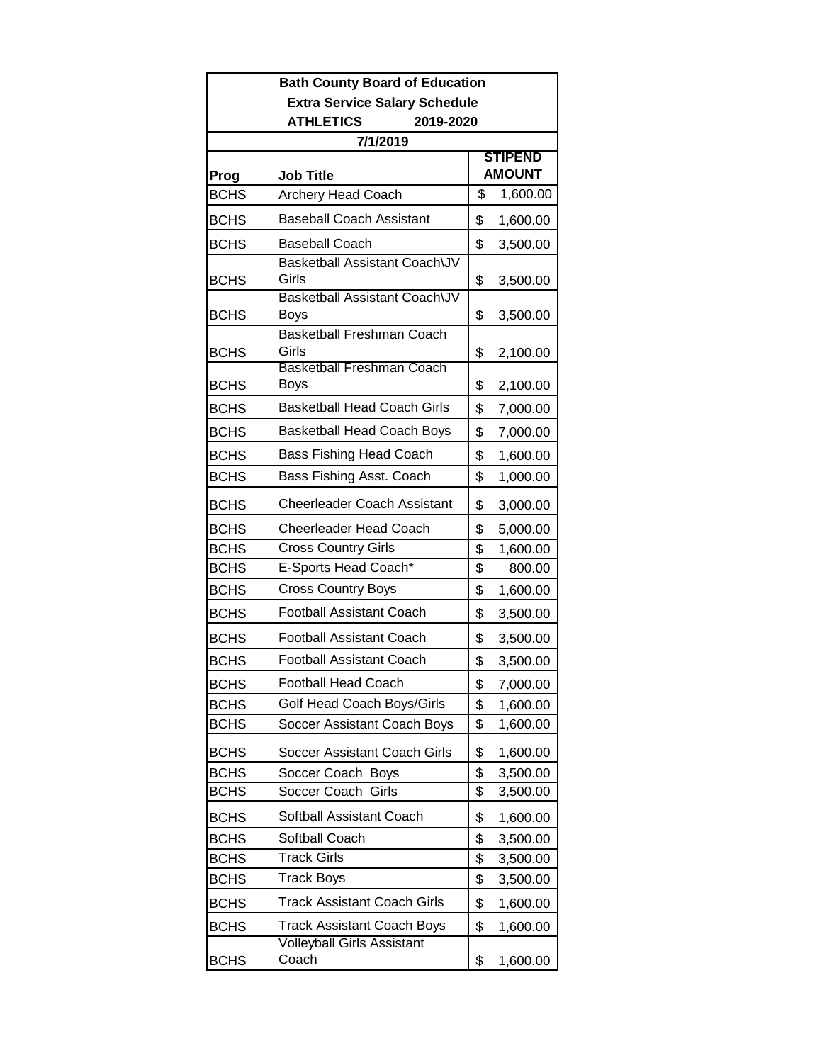**Bath County Board of Education**

**Extra Service Salary Schedule**

**ATHLETICS 2019-2020**

**7/1/2019**

| Prog | Job Title | STIPEND AMOUNT |
|---|---|---|
| BCHS | Archery Head Coach | $ 1,600.00 |
| BCHS | Baseball Coach Assistant | $ 1,600.00 |
| BCHS | Baseball Coach | $ 3,500.00 |
| BCHS | Basketball Assistant Coach\JV Girls | $ 3,500.00 |
| BCHS | Basketball Assistant Coach\JV Boys | $ 3,500.00 |
| BCHS | Basketball Freshman Coach Girls | $ 2,100.00 |
| BCHS | Basketball Freshman Coach Boys | $ 2,100.00 |
| BCHS | Basketball Head Coach Girls | $ 7,000.00 |
| BCHS | Basketball Head Coach Boys | $ 7,000.00 |
| BCHS | Bass Fishing Head Coach | $ 1,600.00 |
| BCHS | Bass Fishing Asst. Coach | $ 1,000.00 |
| BCHS | Cheerleader Coach Assistant | $ 3,000.00 |
| BCHS | Cheerleader Head Coach | $ 5,000.00 |
| BCHS | Cross Country Girls | $ 1,600.00 |
| BCHS | E-Sports Head Coach* | $ 800.00 |
| BCHS | Cross Country Boys | $ 1,600.00 |
| BCHS | Football Assistant Coach | $ 3,500.00 |
| BCHS | Football Assistant Coach | $ 3,500.00 |
| BCHS | Football Assistant Coach | $ 3,500.00 |
| BCHS | Football Head Coach | $ 7,000.00 |
| BCHS | Golf Head Coach Boys/Girls | $ 1,600.00 |
| BCHS | Soccer Assistant Coach Boys | $ 1,600.00 |
| BCHS | Soccer Assistant Coach Girls | $ 1,600.00 |
| BCHS | Soccer Coach Boys | $ 3,500.00 |
| BCHS | Soccer Coach Girls | $ 3,500.00 |
| BCHS | Softball Assistant Coach | $ 1,600.00 |
| BCHS | Softball Coach | $ 3,500.00 |
| BCHS | Track Girls | $ 3,500.00 |
| BCHS | Track Boys | $ 3,500.00 |
| BCHS | Track Assistant Coach Girls | $ 1,600.00 |
| BCHS | Track Assistant Coach Boys | $ 1,600.00 |
| BCHS | Volleyball Girls Assistant Coach | $ 1,600.00 |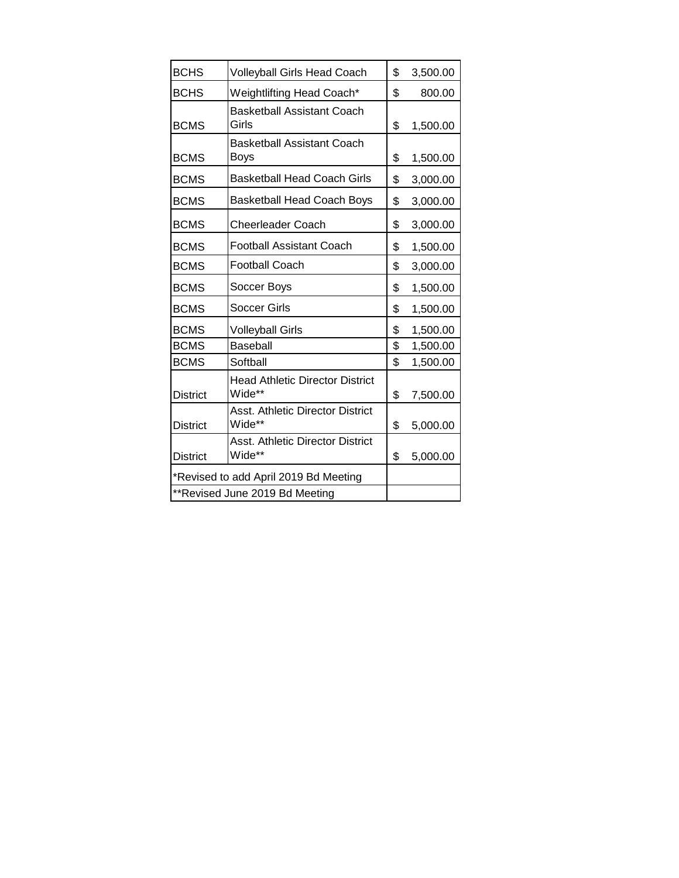| | | |
|---|---|---|
| BCHS | Volleyball Girls Head Coach | $ 3,500.00 |
| BCHS | Weightlifting Head Coach* | $ 800.00 |
| BCMS | Basketball Assistant Coach Girls | $ 1,500.00 |
| BCMS | Basketball Assistant Coach Boys | $ 1,500.00 |
| BCMS | Basketball Head Coach Girls | $ 3,000.00 |
| BCMS | Basketball Head Coach Boys | $ 3,000.00 |
| BCMS | Cheerleader Coach | $ 3,000.00 |
| BCMS | Football Assistant Coach | $ 1,500.00 |
| BCMS | Football Coach | $ 3,000.00 |
| BCMS | Soccer Boys | $ 1,500.00 |
| BCMS | Soccer Girls | $ 1,500.00 |
| BCMS | Volleyball Girls | $ 1,500.00 |
| BCMS | Baseball | $ 1,500.00 |
| BCMS | Softball | $ 1,500.00 |
| District | Head Athletic Director District Wide** | $ 7,500.00 |
| District | Asst. Athletic Director District Wide** | $ 5,000.00 |
| District | Asst. Athletic Director District Wide** | $ 5,000.00 |
| *Revised to add April 2019 Bd Meeting | | |
| **Revised June 2019 Bd Meeting | | |